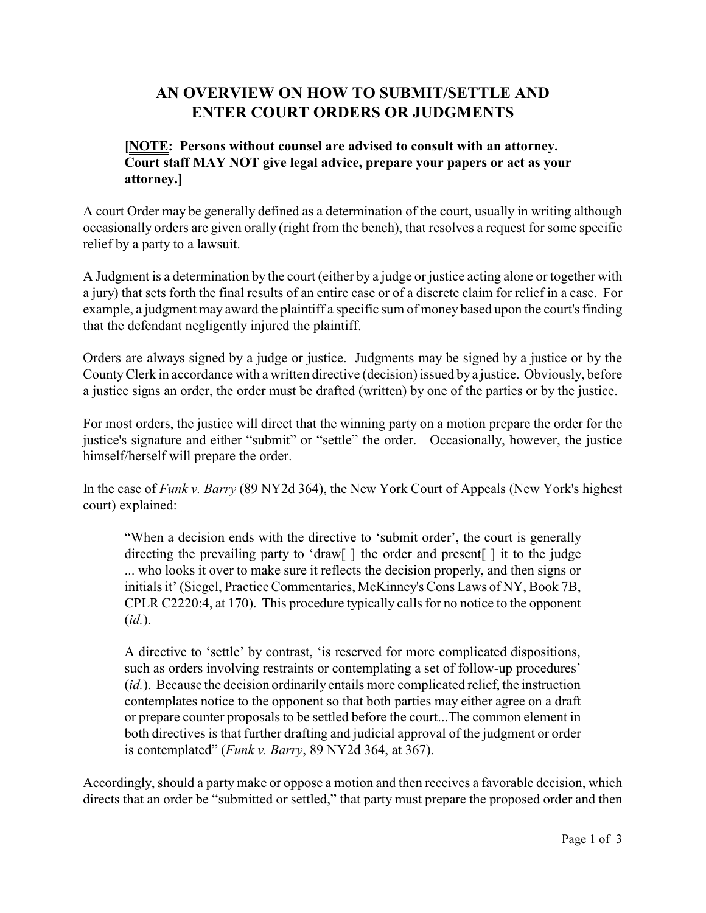# AN OVERVIEW ON HOW TO SUBMIT/SETTLE AND ENTER COURT ORDERS OR JUDGMENTS

**[NOTE: Persons without counsel are advised to consult with an attorney. Court staff MAY NOT give legal advice, prepare your papers or act as your attorney.]**

A court Order may be generally defined as a determination of the court, usually in writing although occasionally orders are given orally (right from the bench), that resolves a request for some specific relief by a party to a lawsuit.

A Judgment is a determination by the court (either by a judge or justice acting alone or together with a jury) that sets forth the final results of an entire case or of a discrete claim for relief in a case. For example, a judgment may award the plaintiff a specific sum of money based upon the court's finding that the defendant negligently injured the plaintiff.

Orders are always signed by a judge or justice. Judgments may be signed by a justice or by the County Clerk in accordance with a written directive (decision) issued by a justice. Obviously, before a justice signs an order, the order must be drafted (written) by one of the parties or by the justice.

For most orders, the justice will direct that the winning party on a motion prepare the order for the justice's signature and either "submit" or "settle" the order. Occasionally, however, the justice himself/herself will prepare the order.

In the case of *Funk v. Barry* (89 NY2d 364), the New York Court of Appeals (New York's highest court) explained:

> "When a decision ends with the directive to 'submit order', the court is generally directing the prevailing party to 'draw[ ] the order and present[ ] it to the judge ... who looks it over to make sure it reflects the decision properly, and then signs or initials it' (Siegel, Practice Commentaries, McKinney's Cons Laws of NY, Book 7B, CPLR C2220:4, at 170). This procedure typically calls for no notice to the opponent (*id.*).
>
> A directive to 'settle' by contrast, 'is reserved for more complicated dispositions, such as orders involving restraints or contemplating a set of follow-up procedures' (*id.*). Because the decision ordinarily entails more complicated relief, the instruction contemplates notice to the opponent so that both parties may either agree on a draft or prepare counter proposals to be settled before the court...The common element in both directives is that further drafting and judicial approval of the judgment or order is contemplated" (*Funk v. Barry*, 89 NY2d 364, at 367).

Accordingly, should a party make or oppose a motion and then receives a favorable decision, which directs that an order be "submitted or settled," that party must prepare the proposed order and then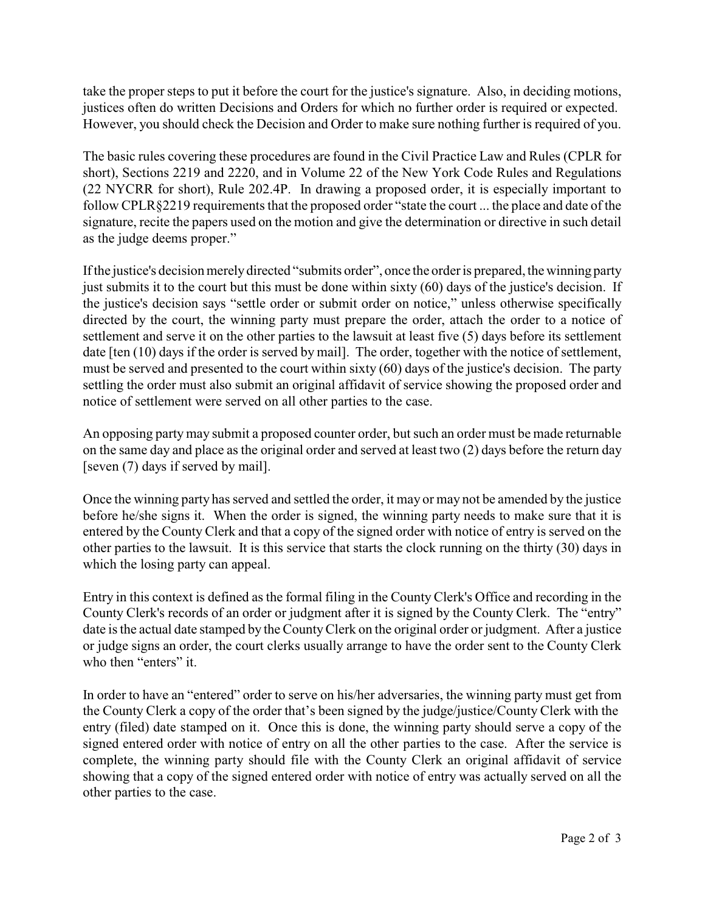take the proper steps to put it before the court for the justice's signature. Also, in deciding motions, justices often do written Decisions and Orders for which no further order is required or expected. However, you should check the Decision and Order to make sure nothing further is required of you.

The basic rules covering these procedures are found in the Civil Practice Law and Rules (CPLR for short), Sections 2219 and 2220, and in Volume 22 of the New York Code Rules and Regulations (22 NYCRR for short), Rule 202.4P. In drawing a proposed order, it is especially important to follow CPLR§2219 requirements that the proposed order "state the court ... the place and date of the signature, recite the papers used on the motion and give the determination or directive in such detail as the judge deems proper."

If the justice's decision merely directed "submits order", once the order is prepared, the winning party just submits it to the court but this must be done within sixty (60) days of the justice's decision. If the justice's decision says "settle order or submit order on notice," unless otherwise specifically directed by the court, the winning party must prepare the order, attach the order to a notice of settlement and serve it on the other parties to the lawsuit at least five (5) days before its settlement date [ten (10) days if the order is served by mail]. The order, together with the notice of settlement, must be served and presented to the court within sixty (60) days of the justice's decision. The party settling the order must also submit an original affidavit of service showing the proposed order and notice of settlement were served on all other parties to the case.

An opposing party may submit a proposed counter order, but such an order must be made returnable on the same day and place as the original order and served at least two (2) days before the return day [seven (7) days if served by mail].

Once the winning party has served and settled the order, it may or may not be amended by the justice before he/she signs it. When the order is signed, the winning party needs to make sure that it is entered by the County Clerk and that a copy of the signed order with notice of entry is served on the other parties to the lawsuit. It is this service that starts the clock running on the thirty (30) days in which the losing party can appeal.

Entry in this context is defined as the formal filing in the County Clerk's Office and recording in the County Clerk's records of an order or judgment after it is signed by the County Clerk. The "entry" date is the actual date stamped by the County Clerk on the original order or judgment. After a justice or judge signs an order, the court clerks usually arrange to have the order sent to the County Clerk who then "enters" it.

In order to have an "entered" order to serve on his/her adversaries, the winning party must get from the County Clerk a copy of the order that's been signed by the judge/justice/County Clerk with the entry (filed) date stamped on it. Once this is done, the winning party should serve a copy of the signed entered order with notice of entry on all the other parties to the case. After the service is complete, the winning party should file with the County Clerk an original affidavit of service showing that a copy of the signed entered order with notice of entry was actually served on all the other parties to the case.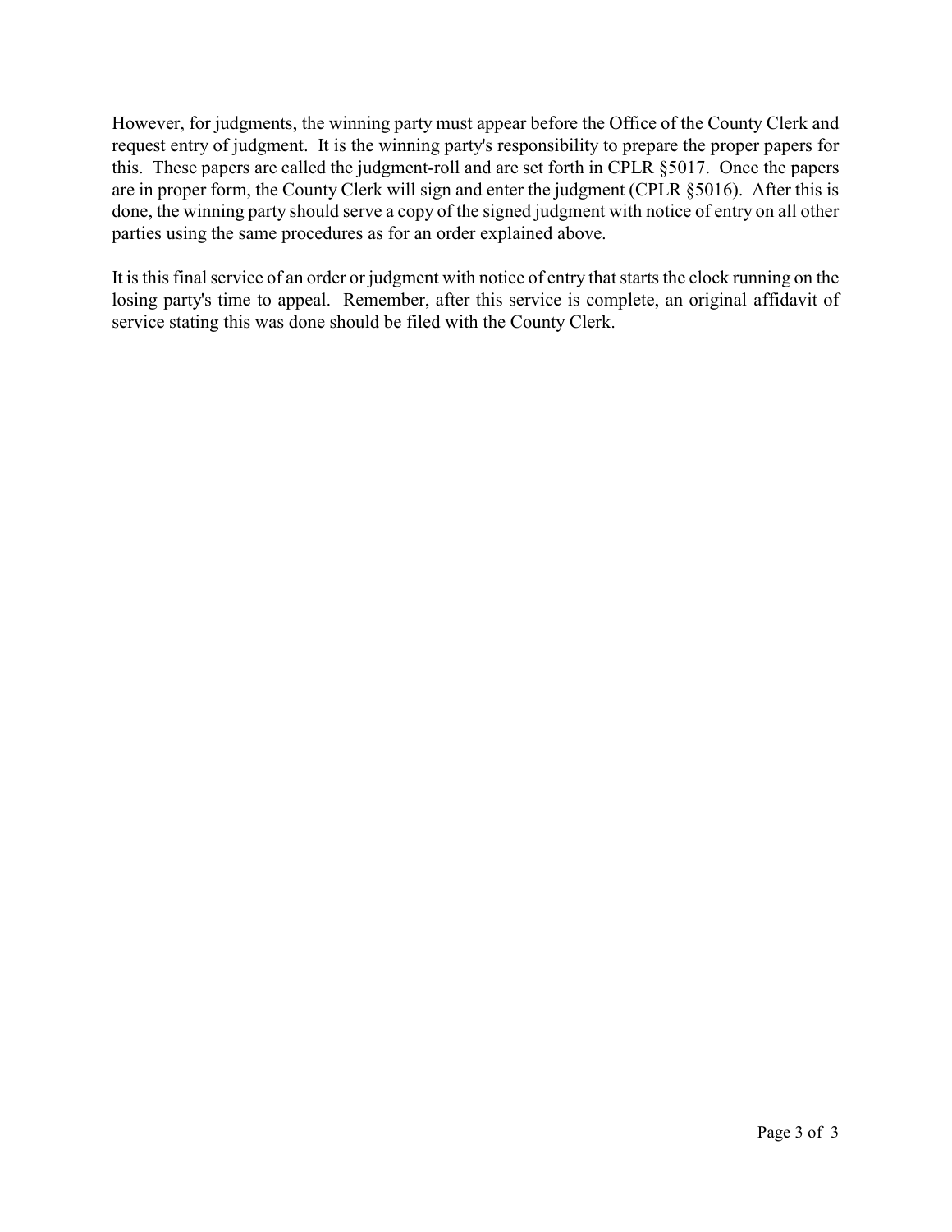However, for judgments, the winning party must appear before the Office of the County Clerk and request entry of judgment. It is the winning party's responsibility to prepare the proper papers for this. These papers are called the judgment-roll and are set forth in CPLR §5017. Once the papers are in proper form, the County Clerk will sign and enter the judgment (CPLR §5016). After this is done, the winning party should serve a copy of the signed judgment with notice of entry on all other parties using the same procedures as for an order explained above.

It is this final service of an order or judgment with notice of entry that starts the clock running on the losing party's time to appeal. Remember, after this service is complete, an original affidavit of service stating this was done should be filed with the County Clerk.